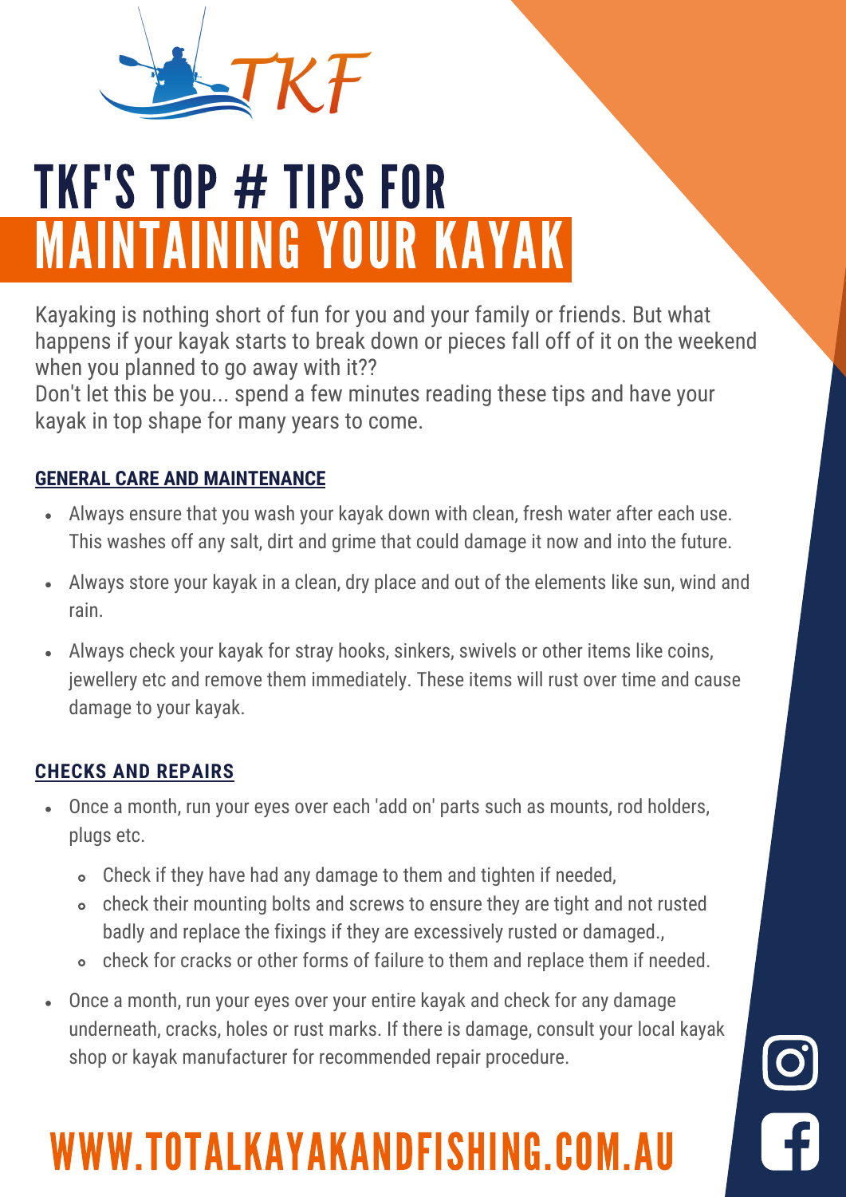TKF

# TKF'S TOP # TIPS FOR MAINTAINING YOUR KAYAK

Kayaking is nothing short of fun for you and your family or friends. But what happens if your kayak starts to break down or pieces fall off of it on the weekend when you planned to go away with it??
Don't let this be you... spend a few minutes reading these tips and have your kayak in top shape for many years to come.

## GENERAL CARE AND MAINTENANCE

- Always ensure that you wash your kayak down with clean, fresh water after each use. This washes off any salt, dirt and grime that could damage it now and into the future.
- Always store your kayak in a clean, dry place and out of the elements like sun, wind and rain.
- Always check your kayak for stray hooks, sinkers, swivels or other items like coins, jewellery etc and remove them immediately. These items will rust over time and cause damage to your kayak.

## CHECKS AND REPAIRS

- Once a month, run your eyes over each 'add on' parts such as mounts, rod holders, plugs etc.
  - Check if they have had any damage to them and tighten if needed,
  - check their mounting bolts and screws to ensure they are tight and not rusted badly and replace the fixings if they are excessively rusted or damaged.,
  - check for cracks or other forms of failure to them and replace them if needed.
- Once a month, run your eyes over your entire kayak and check for any damage underneath, cracks, holes or rust marks. If there is damage, consult your local kayak shop or kayak manufacturer for recommended repair procedure.

WWW.TOTALKAYAKANDFISHING.COM.AU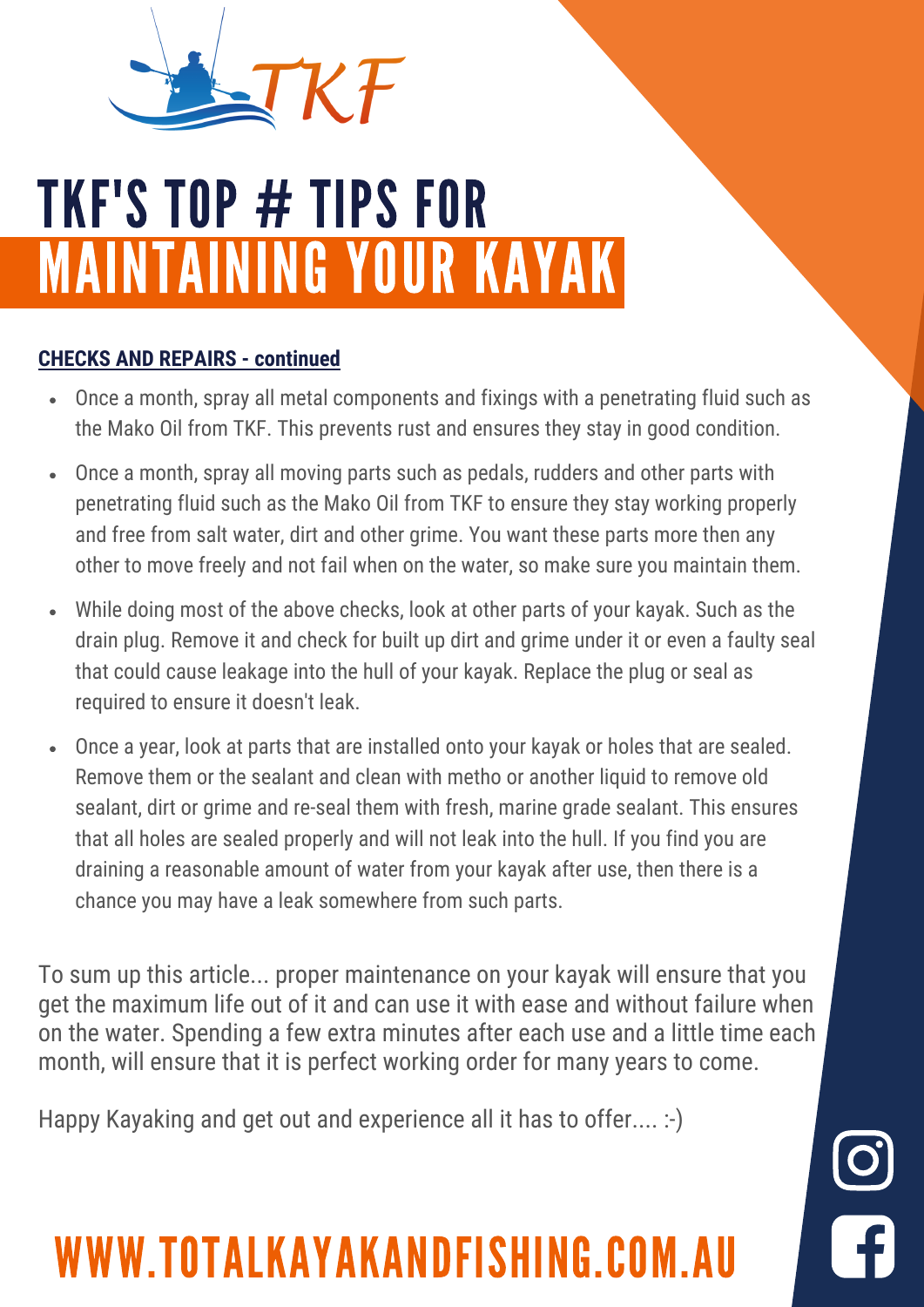TKF

# TKF'S TOP # TIPS FOR MAINTAINING YOUR KAYAK

**CHECKS AND REPAIRS - continued**

- Once a month, spray all metal components and fixings with a penetrating fluid such as the Mako Oil from TKF. This prevents rust and ensures they stay in good condition.
- Once a month, spray all moving parts such as pedals, rudders and other parts with penetrating fluid such as the Mako Oil from TKF to ensure they stay working properly and free from salt water, dirt and other grime. You want these parts more then any other to move freely and not fail when on the water, so make sure you maintain them.
- While doing most of the above checks, look at other parts of your kayak. Such as the drain plug. Remove it and check for built up dirt and grime under it or even a faulty seal that could cause leakage into the hull of your kayak. Replace the plug or seal as required to ensure it doesn't leak.
- Once a year, look at parts that are installed onto your kayak or holes that are sealed. Remove them or the sealant and clean with metho or another liquid to remove old sealant, dirt or grime and re-seal them with fresh, marine grade sealant. This ensures that all holes are sealed properly and will not leak into the hull. If you find you are draining a reasonable amount of water from your kayak after use, then there is a chance you may have a leak somewhere from such parts.

To sum up this article... proper maintenance on your kayak will ensure that you get the maximum life out of it and can use it with ease and without failure when on the water. Spending a few extra minutes after each use and a little time each month, will ensure that it is perfect working order for many years to come.

Happy Kayaking and get out and experience all it has to offer.... :-)

WWW.TOTALKAYAKANDFISHING.COM.AU